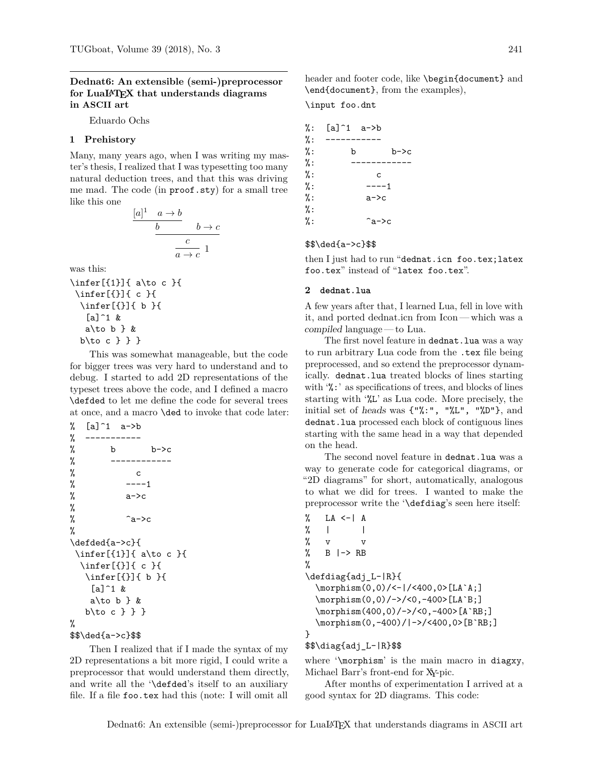## Dednat6: An extensible (semi-)preprocessor for LuaLaTeX that understands diagrams in ASCII art

Eduardo Ochs

### 1 Prehistory

Many, many years ago, when I was writing my master's thesis, I realized that I was typesetting too many natural deduction trees, and that this was driving me mad. The code (in `proof.sty`) for a small tree like this one

$$\dfrac{\dfrac{\dfrac{[a]^1 \quad a \to b}{b} \qquad b \to c}{c}}{a \to c}\,1$$

was this:

```
\infer[{1}]{ a\to c }{
 \infer[{}]{ c }{
  \infer[{}]{ b }{
   [a]^1 &
   a\to b } &
  b\to c } } }
```

This was somewhat manageable, but the code for bigger trees was very hard to understand and to debug. I started to add 2D representations of the typeset trees above the code, and I defined a macro `\defded` to let me define the code for several trees at once, and a macro `\ded` to invoke that code later:

```
%  [a]^1  a->b
%  -----------
%       b       b->c
%       ------------
%            c
%          ----1
%          a->c
%
%          ^a->c
%
\defded{a->c}{
 \infer[{1}]{ a\to c }{
  \infer[{}]{ c }{
   \infer[{}]{ b }{
    [a]^1 &
    a\to b } &
   b\to c } } }
%
$$\ded{a->c}$$
```

Then I realized that if I made the syntax of my 2D representations a bit more rigid, I could write a preprocessor that would understand them directly, and write all the '`\defded`'s itself to an auxiliary file. If a file `foo.tex` had this (note: I will omit all header and footer code, like `\begin{document}` and `\end{document}`, from the examples),

```
\input foo.dnt

%:  [a]^1  a->b
%:  -----------
%:       b       b->c
%:       ------------
%:            c
%:          ----1
%:          a->c
%:
%:          ^a->c

$$\ded{a->c}$$
```

then I just had to run "`dednat.icn foo.tex;latex foo.tex`" instead of "`latex foo.tex`".

### 2 dednat.lua

A few years after that, I learned Lua, fell in love with it, and ported dednat.icn from Icon — which was a *compiled* language — to Lua.

The first novel feature in `dednat.lua` was a way to run arbitrary Lua code from the `.tex` file being preprocessed, and so extend the preprocessor dynamically. `dednat.lua` treated blocks of lines starting with '`%:`' as specifications of trees, and blocks of lines starting with '`%L`' as Lua code. More precisely, the initial set of *heads* was `{"%:", "%L", "%D"}`, and `dednat.lua` processed each block of contiguous lines starting with the same head in a way that depended on the head.

The second novel feature in `dednat.lua` was a way to generate code for categorical diagrams, or "2D diagrams" for short, automatically, analogous to what we did for trees. I wanted to make the preprocessor write the '`\defdiag`'s seen here itself:

```
%   LA <-| A
%   |      |
%   v      v
%   B |-> RB
%
\defdiag{adj_L-|R}{
  \morphism(0,0)/<-|/<400,0>[LA`A;]
  \morphism(0,0)/->/<0,-400>[LA`B;]
  \morphism(400,0)/->/<0,-400>[A`RB;]
  \morphism(0,-400)/|->/<400,0>[B`RB;]
}
$$\diag{adj_L-|R}$$
```

where '`\morphism`' is the main macro in `diagxy`, Michael Barr's front-end for XY-pic.

After months of experimentation I arrived at a good syntax for 2D diagrams. This code: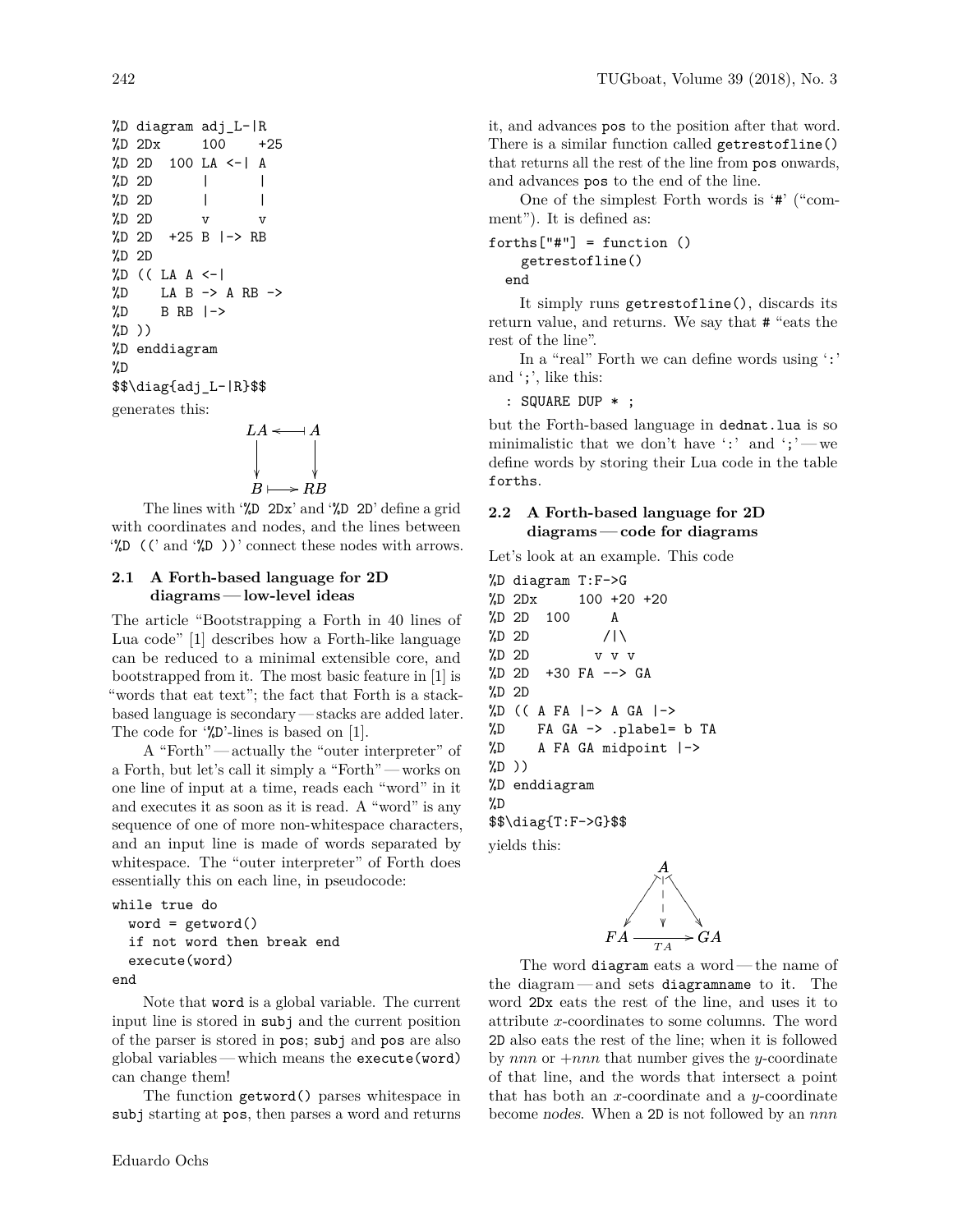```
%D diagram adj_L-|R
%D 2Dx      100    +25
%D 2D  100 LA <-| A
%D 2D      |      |
%D 2D      |      |
%D 2D      v      v
%D 2D  +25 B |-> RB
%D 2D
%D (( LA A <-|
%D    LA B -> A RB ->
%D    B RB |->
%D ))
%D enddiagram
%D
$$\diag{adj_L-|R}$$
```

generates this:

$$\begin{array}{ccc} LA & \longleftarrow\!\!| & A \\ \downarrow & & \downarrow \\ B & |\!\!\longrightarrow & RB \end{array}$$

The lines with '`%D 2Dx`' and '`%D 2D`' define a grid with coordinates and nodes, and the lines between '`%D ((`' and '`%D ))`' connect these nodes with arrows.

## 2.1 A Forth-based language for 2D diagrams — low-level ideas

The article "Bootstrapping a Forth in 40 lines of Lua code" [1] describes how a Forth-like language can be reduced to a minimal extensible core, and bootstrapped from it. The most basic feature in [1] is "words that eat text"; the fact that Forth is a stack-based language is secondary — stacks are added later. The code for '`%D`'-lines is based on [1].

A "Forth" — actually the "outer interpreter" of a Forth, but let's call it simply a "Forth" — works on one line of input at a time, reads each "word" in it and executes it as soon as it is read. A "word" is any sequence of one of more non-whitespace characters, and an input line is made of words separated by whitespace. The "outer interpreter" of Forth does essentially this on each line, in pseudocode:

```
while true do
  word = getword()
  if not word then break end
  execute(word)
end
```

Note that `word` is a global variable. The current input line is stored in `subj` and the current position of the parser is stored in `pos`; `subj` and `pos` are also global variables — which means the `execute(word)` can change them!

The function `getword()` parses whitespace in `subj` starting at `pos`, then parses a word and returns it, and advances `pos` to the position after that word. There is a similar function called `getrestofline()` that returns all the rest of the line from `pos` onwards, and advances `pos` to the end of the line.

One of the simplest Forth words is '`#`' ("comment"). It is defined as:

```
forths["#"] = function ()
    getrestofline()
  end
```

It simply runs `getrestofline()`, discards its return value, and returns. We say that `#` "eats the rest of the line".

In a "real" Forth we can define words using '`:`' and '`;`', like this:

```
: SQUARE DUP * ;
```

but the Forth-based language in `dednat.lua` is so minimalistic that we don't have '`:`' and '`;`' — we define words by storing their Lua code in the table `forths`.

## 2.2 A Forth-based language for 2D diagrams — code for diagrams

Let's look at an example. This code

```
%D diagram T:F->G
%D 2Dx     100 +20 +20
%D 2D  100      A
%D 2D          /|\
%D 2D         v v v
%D 2D  +30 FA --> GA
%D 2D
%D (( A FA |-> A GA |->
%D    FA GA -> .plabel= b TA
%D    A FA GA midpoint |->
%D ))
%D enddiagram
%D
$$\diag{T:F->G}$$
```

yields this:

[Diagram: $A$ at top with maps-to arrows to $FA$ and $GA$ and a dashed maps-to arrow down to the midpoint; $FA \xrightarrow{TA} GA$ at the bottom]

The word `diagram` eats a word — the name of the diagram — and sets `diagramname` to it. The word `2Dx` eats the rest of the line, and uses it to attribute $x$-coordinates to some columns. The word `2D` also eats the rest of the line; when it is followed by *nnn* or *+nnn* that number gives the $y$-coordinate of that line, and the words that intersect a point that has both an $x$-coordinate and a $y$-coordinate become *nodes*. When a `2D` is not followed by an *nnn*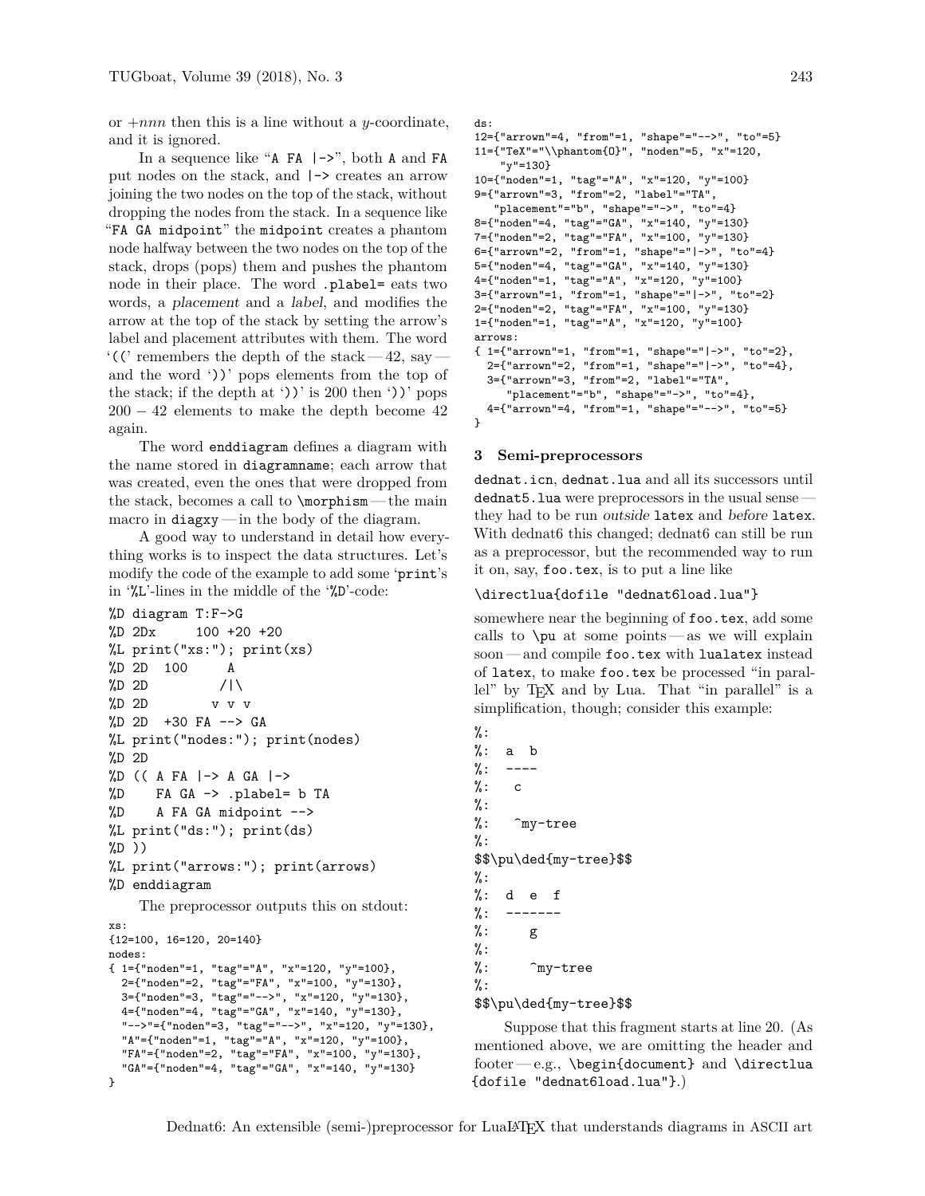or *+nnn* then this is a line without a $y$-coordinate, and it is ignored.

In a sequence like "`A FA |->`", both `A` and `FA` put nodes on the stack, and `|->` creates an arrow joining the two nodes on the top of the stack, without dropping the nodes from the stack. In a sequence like "`FA GA midpoint`" the `midpoint` creates a phantom node halfway between the two nodes on the top of the stack, drops (pops) them and pushes the phantom node in their place. The word `.plabel=` eats two words, a *placement* and a *label*, and modifies the arrow at the top of the stack by setting the arrow's label and placement attributes with them. The word '`((`' remembers the depth of the stack — 42, say — and the word '`))`' pops elements from the top of the stack; if the depth at '`))`' is 200 then '`))`' pops $200 - 42$ elements to make the depth become 42 again.

The word `enddiagram` defines a diagram with the name stored in `diagramname`; each arrow that was created, even the ones that were dropped from the stack, becomes a call to `\morphism` — the main macro in `diagxy` — in the body of the diagram.

A good way to understand in detail how everything works is to inspect the data structures. Let's modify the code of the example to add some '`print`'s in '`%L`'-lines in the middle of the '`%D`'-code:

```
%D diagram T:F->G
%D 2Dx     100 +20 +20
%L print("xs:"); print(xs)
%D 2D  100      A
%D 2D          /|\
%D 2D         v v v
%D 2D  +30 FA --> GA
%L print("nodes:"); print(nodes)
%D 2D
%D (( A FA |-> A GA |->
%D    FA GA -> .plabel= b TA
%D    A FA GA midpoint -->
%L print("ds:"); print(ds)
%D ))
%L print("arrows:"); print(arrows)
%D enddiagram
```

The preprocessor outputs this on stdout:

```
xs:
{12=100, 16=120, 20=140}
nodes:
{ 1={"noden"=1, "tag"="A", "x"=120, "y"=100},
  2={"noden"=2, "tag"="FA", "x"=100, "y"=130},
  3={"noden"=3, "tag"="-->", "x"=120, "y"=130},
  4={"noden"=4, "tag"="GA", "x"=140, "y"=130},
  "-->"={"noden"=3, "tag"="-->", "x"=120, "y"=130},
  "A"={"noden"=1, "tag"="A", "x"=120, "y"=100},
  "FA"={"noden"=2, "tag"="FA", "x"=100, "y"=130},
  "GA"={"noden"=4, "tag"="GA", "x"=140, "y"=130}
}
ds:
12={"arrown"=4, "from"=1, "shape"="-->", "to"=5}
11={"TeX"="\\phantom{O}", "noden"=5, "x"=120,
    "y"=130}
10={"noden"=1, "tag"="A", "x"=120, "y"=100}
9={"arrown"=3, "from"=2, "label"="TA",
   "placement"="b", "shape"="->", "to"=4}
8={"noden"=4, "tag"="GA", "x"=140, "y"=130}
7={"noden"=2, "tag"="FA", "x"=100, "y"=130}
6={"arrown"=2, "from"=1, "shape"="|->", "to"=4}
5={"noden"=4, "tag"="GA", "x"=140, "y"=130}
4={"noden"=1, "tag"="A", "x"=120, "y"=100}
3={"arrown"=1, "from"=1, "shape"="|->", "to"=2}
2={"noden"=2, "tag"="FA", "x"=100, "y"=130}
1={"noden"=1, "tag"="A", "x"=120, "y"=100}
arrows:
{ 1={"arrown"=1, "from"=1, "shape"="|->", "to"=2},
  2={"arrown"=2, "from"=1, "shape"="|->", "to"=4},
  3={"arrown"=3, "from"=2, "label"="TA",
     "placement"="b", "shape"="->", "to"=4},
  4={"arrown"=4, "from"=1, "shape"="-->", "to"=5}
}
```

## 3 Semi-preprocessors

`dednat.icn`, `dednat.lua` and all its successors until `dednat5.lua` were preprocessors in the usual sense — they had to be run *outside* `latex` and *before* `latex`. With dednat6 this changed; dednat6 can still be run as a preprocessor, but the recommended way to run it on, say, `foo.tex`, is to put a line like

```
\directlua{dofile "dednat6load.lua"}
```

somewhere near the beginning of `foo.tex`, add some calls to `\pu` at some points — as we will explain soon — and compile `foo.tex` with `lualatex` instead of `latex`, to make `foo.tex` be processed "in parallel" by TeX and by Lua. That "in parallel" is a simplification, though; consider this example:

```
%:
%:  a  b
%:  ----
%:   c
%:
%:   ^my-tree
%:
$$\pu\ded{my-tree}$$
%:
%:  d  e  f
%:  -------
%:     g
%:
%:     ^my-tree
%:
$$\pu\ded{my-tree}$$
```

Suppose that this fragment starts at line 20. (As mentioned above, we are omitting the header and footer — e.g., `\begin{document}` and `\directlua {dofile "dednat6load.lua"}`.)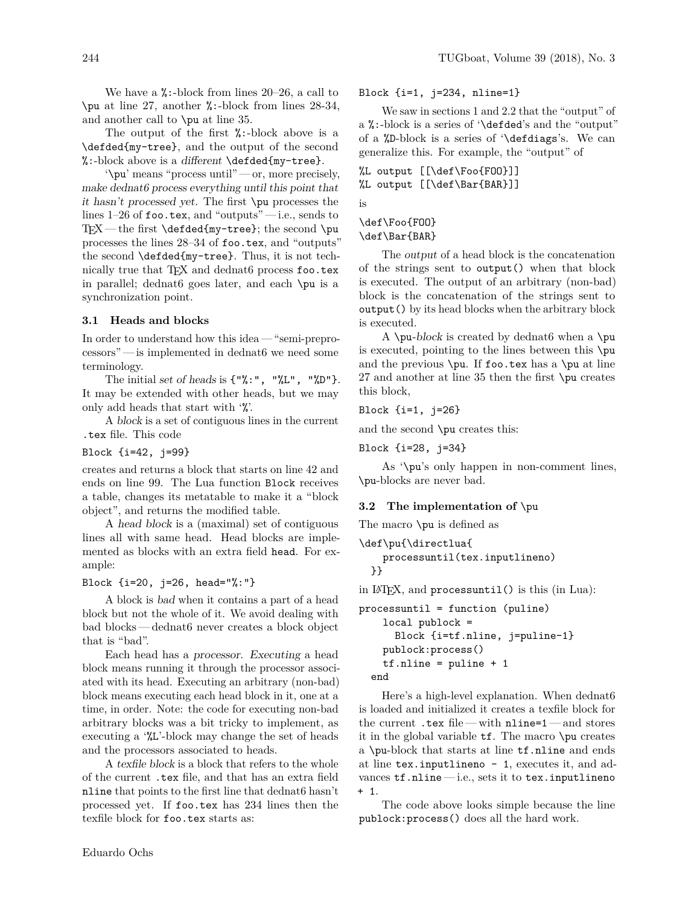We have a `%:`-block from lines 20–26, a call to `\pu` at line 27, another `%:`-block from lines 28-34, and another call to `\pu` at line 35.

The output of the first `%:`-block above is a `\defded{my-tree}`, and the output of the second `%:`-block above is a *different* `\defded{my-tree}`.

'`\pu`' means "process until" — or, more precisely, *make dednat6 process everything until this point that it hasn't processed yet.* The first `\pu` processes the lines 1–26 of `foo.tex`, and "outputs" — i.e., sends to TEX — the first `\defded{my-tree}`; the second `\pu` processes the lines 28–34 of `foo.tex`, and "outputs" the second `\defded{my-tree}`. Thus, it is not technically true that TEX and dednat6 process `foo.tex` in parallel; dednat6 goes later, and each `\pu` is a synchronization point.

### 3.1 Heads and blocks

In order to understand how this idea — "semi-preprocessors" — is implemented in dednat6 we need some terminology.

The initial *set of heads* is `{"%:", "%L", "%D"}`. It may be extended with other heads, but we may only add heads that start with '`%`'.

A *block* is a set of contiguous lines in the current `.tex` file. This code

```
Block {i=42, j=99}
```

creates and returns a block that starts on line 42 and ends on line 99. The Lua function `Block` receives a table, changes its metatable to make it a "block object", and returns the modified table.

A *head block* is a (maximal) set of contiguous lines all with same head. Head blocks are implemented as blocks with an extra field `head`. For example:

```
Block {i=20, j=26, head="%:"}
```

A block is *bad* when it contains a part of a head block but not the whole of it. We avoid dealing with bad blocks — dednat6 never creates a block object that is "bad".

Each head has a *processor*. *Executing* a head block means running it through the processor associated with its head. Executing an arbitrary (non-bad) block means executing each head block in it, one at a time, in order. Note: the code for executing non-bad arbitrary blocks was a bit tricky to implement, as executing a '`%L`'-block may change the set of heads and the processors associated to heads.

A *texfile block* is a block that refers to the whole of the current `.tex` file, and that has an extra field `nline` that points to the first line that dednat6 hasn't processed yet. If `foo.tex` has 234 lines then the texfile block for `foo.tex` starts as:

```
Block {i=1, j=234, nline=1}
```

We saw in sections 1 and 2.2 that the "output" of a `%:`-block is a series of '`\defded`'s and the "output" of a `%D`-block is a series of '`\defdiags`'s. We can generalize this. For example, the "output" of

```
%L output [[\def\Foo{FOO}]]
%L output [[\def\Bar{BAR}]]
```

is

```
\def\Foo{FOO}
\def\Bar{BAR}
```

The *output* of a head block is the concatenation of the strings sent to `output()` when that block is executed. The output of an arbitrary (non-bad) block is the concatenation of the strings sent to `output()` by its head blocks when the arbitrary block is executed.

A `\pu`*-block* is created by dednat6 when a `\pu` is executed, pointing to the lines between this `\pu` and the previous `\pu`. If `foo.tex` has a `\pu` at line 27 and another at line 35 then the first `\pu` creates this block,

```
Block {i=1, j=26}
```

and the second `\pu` creates this:

```
Block {i=28, j=34}
```

As '`\pu`'s only happen in non-comment lines, `\pu`-blocks are never bad.

### 3.2 The implementation of `\pu`

The macro `\pu` is defined as

```
\def\pu{\directlua{
    processuntil(tex.inputlineno)
  }}
```

in LATEX, and `processuntil()` is this (in Lua):

```
processuntil = function (puline)
    local publock =
      Block {i=tf.nline, j=puline-1}
    publock:process()
    tf.nline = puline + 1
  end
```

Here's a high-level explanation. When dednat6 is loaded and initialized it creates a texfile block for the current `.tex` file — with `nline=1` — and stores it in the global variable `tf`. The macro `\pu` creates a `\pu`-block that starts at line `tf.nline` and ends at line `tex.inputlineno - 1`, executes it, and advances `tf.nline` — i.e., sets it to `tex.inputlineno + 1`.

The code above looks simple because the line `publock:process()` does all the hard work.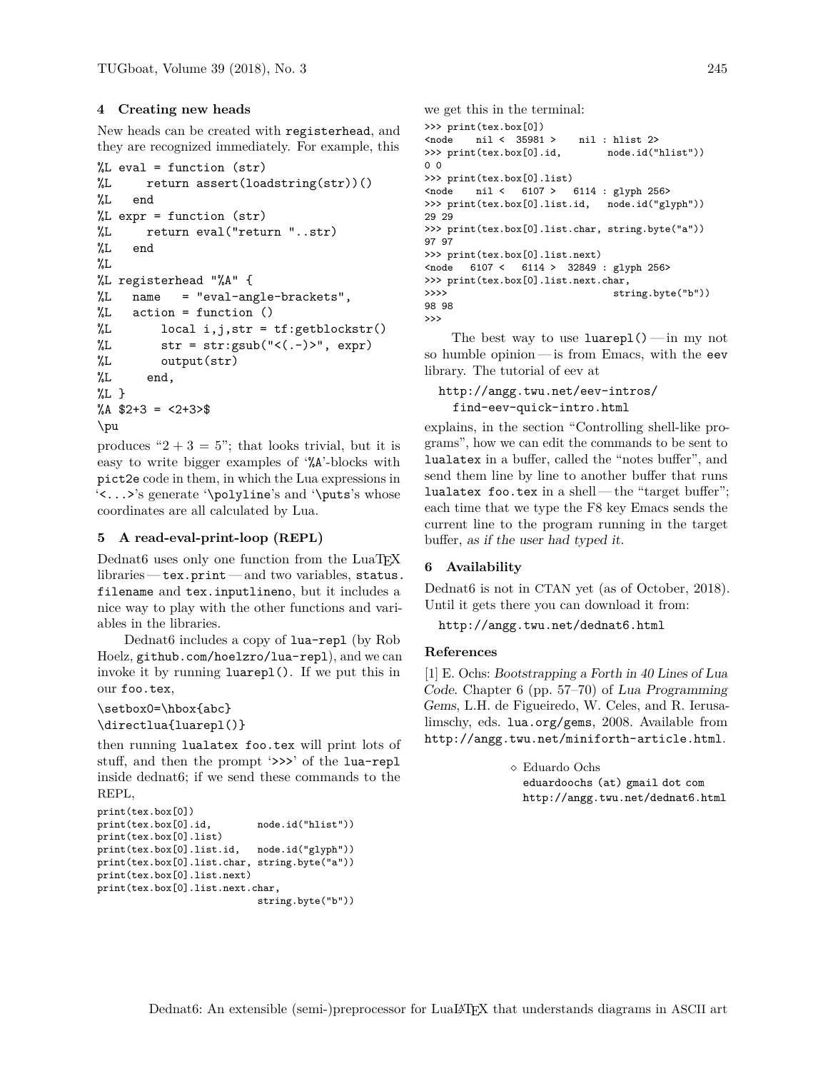## 4 Creating new heads

New heads can be created with `registerhead`, and they are recognized immediately. For example, this

```
%L eval = function (str)
%L     return assert(loadstring(str))()
%L   end
%L expr = function (str)
%L     return eval("return "..str)
%L   end
%L
%L registerhead "%A" {
%L   name   = "eval-angle-brackets",
%L   action = function ()
%L       local i,j,str = tf:getblockstr()
%L       str = str:gsub("<(.-)>", expr)
%L       output(str)
%L     end,
%L }
%A $2+3 = <2+3>$
\pu
```

produces "$2 + 3 = 5$"; that looks trivial, but it is easy to write bigger examples of '`%A`'-blocks with `pict2e` code in them, in which the Lua expressions in '`<...>`'s generate '`\polyline`'s and '`\puts`'s whose coordinates are all calculated by Lua.

## 5 A read-eval-print-loop (REPL)

Dednat6 uses only one function from the LuaTeX libraries — `tex.print` — and two variables, `status.filename` and `tex.inputlineno`, but it includes a nice way to play with the other functions and variables in the libraries.

Dednat6 includes a copy of `lua-repl` (by Rob Hoelz, `github.com/hoelzro/lua-repl`), and we can invoke it by running `luarepl()`. If we put this in our `foo.tex`,

```
\setbox0=\hbox{abc}
\directlua{luarepl()}
```

then running `lualatex foo.tex` will print lots of stuff, and then the prompt '`>>>`' of the `lua-repl` inside dednat6; if we send these commands to the REPL,

```
print(tex.box[0])
print(tex.box[0].id,        node.id("hlist"))
print(tex.box[0].list)
print(tex.box[0].list.id,   node.id("glyph"))
print(tex.box[0].list.char, string.byte("a"))
print(tex.box[0].list.next)
print(tex.box[0].list.next.char,
                            string.byte("b"))
```

we get this in the terminal:

```
>>> print(tex.box[0])
<node    nil <  35981 >    nil : hlist 2>
>>> print(tex.box[0].id,        node.id("hlist"))
0 0
>>> print(tex.box[0].list)
<node    nil <   6107 >   6114 : glyph 256>
>>> print(tex.box[0].list.id,   node.id("glyph"))
29 29
>>> print(tex.box[0].list.char, string.byte("a"))
97 97
>>> print(tex.box[0].list.next)
<node   6107 <   6114 >  32849 : glyph 256>
>>> print(tex.box[0].list.next.char,
>>>>                            string.byte("b"))
98 98
>>>
```

The best way to use `luarepl()` — in my not so humble opinion — is from Emacs, with the `eev` library. The tutorial of eev at

`http://angg.twu.net/eev-intros/find-eev-quick-intro.html`

explains, in the section "Controlling shell-like programs", how we can edit the commands to be sent to `lualatex` in a buffer, called the "notes buffer", and send them line by line to another buffer that runs `lualatex foo.tex` in a shell — the "target buffer"; each time that we type the F8 key Emacs sends the current line to the program running in the target buffer, *as if the user had typed it.*

## 6 Availability

Dednat6 is not in CTAN yet (as of October, 2018). Until it gets there you can download it from:

`http://angg.twu.net/dednat6.html`

### References

[1] E. Ochs: *Bootstrapping a Forth in 40 Lines of Lua Code*. Chapter 6 (pp. 57–70) of *Lua Programming Gems*, L.H. de Figueiredo, W. Celes, and R. Ierusalimschy, eds. `lua.org/gems`, 2008. Available from `http://angg.twu.net/miniforth-article.html`.

◇ Eduardo Ochs
`eduardoochs (at) gmail dot com`
`http://angg.twu.net/dednat6.html`